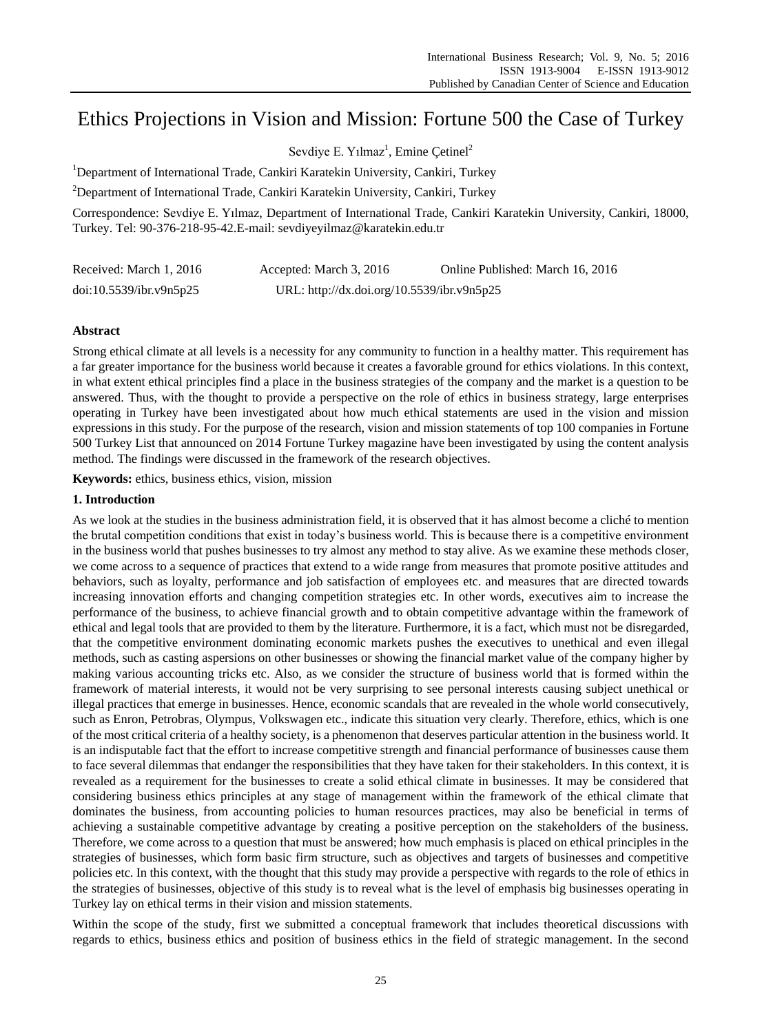# Ethics Projections in Vision and Mission: Fortune 500 the Case of Turkey

Sevdiye E. Yılmaz[1], Emine Çetinel[2]

[1]Department of International Trade, Cankiri Karatekin University, Cankiri, Turkey

[2]Department of International Trade, Cankiri Karatekin University, Cankiri, Turkey

Correspondence: Sevdiye E. Yılmaz, Department of International Trade, Cankiri Karatekin University, Cankiri, 18000, Turkey. Tel: 90-376-218-95-42.E-mail: sevdiyeyilmaz@karatekin.edu.tr

Received: March 1, 2016 Accepted: March 3, 2016 Online Published: March 16, 2016

doi:10.5539/ibr.v9n5p25 URL: http://dx.doi.org/10.5539/ibr.v9n5p25

## Abstract

Strong ethical climate at all levels is a necessity for any community to function in a healthy matter. This requirement has a far greater importance for the business world because it creates a favorable ground for ethics violations. In this context, in what extent ethical principles find a place in the business strategies of the company and the market is a question to be answered. Thus, with the thought to provide a perspective on the role of ethics in business strategy, large enterprises operating in Turkey have been investigated about how much ethical statements are used in the vision and mission expressions in this study. For the purpose of the research, vision and mission statements of top 100 companies in Fortune 500 Turkey List that announced on 2014 Fortune Turkey magazine have been investigated by using the content analysis method. The findings were discussed in the framework of the research objectives.

**Keywords:** ethics, business ethics, vision, mission

## 1. Introduction

As we look at the studies in the business administration field, it is observed that it has almost become a cliché to mention the brutal competition conditions that exist in today's business world. This is because there is a competitive environment in the business world that pushes businesses to try almost any method to stay alive. As we examine these methods closer, we come across to a sequence of practices that extend to a wide range from measures that promote positive attitudes and behaviors, such as loyalty, performance and job satisfaction of employees etc. and measures that are directed towards increasing innovation efforts and changing competition strategies etc. In other words, executives aim to increase the performance of the business, to achieve financial growth and to obtain competitive advantage within the framework of ethical and legal tools that are provided to them by the literature. Furthermore, it is a fact, which must not be disregarded, that the competitive environment dominating economic markets pushes the executives to unethical and even illegal methods, such as casting aspersions on other businesses or showing the financial market value of the company higher by making various accounting tricks etc. Also, as we consider the structure of business world that is formed within the framework of material interests, it would not be very surprising to see personal interests causing subject unethical or illegal practices that emerge in businesses. Hence, economic scandals that are revealed in the whole world consecutively, such as Enron, Petrobras, Olympus, Volkswagen etc., indicate this situation very clearly. Therefore, ethics, which is one of the most critical criteria of a healthy society, is a phenomenon that deserves particular attention in the business world. It is an indisputable fact that the effort to increase competitive strength and financial performance of businesses cause them to face several dilemmas that endanger the responsibilities that they have taken for their stakeholders. In this context, it is revealed as a requirement for the businesses to create a solid ethical climate in businesses. It may be considered that considering business ethics principles at any stage of management within the framework of the ethical climate that dominates the business, from accounting policies to human resources practices, may also be beneficial in terms of achieving a sustainable competitive advantage by creating a positive perception on the stakeholders of the business. Therefore, we come across to a question that must be answered; how much emphasis is placed on ethical principles in the strategies of businesses, which form basic firm structure, such as objectives and targets of businesses and competitive policies etc. In this context, with the thought that this study may provide a perspective with regards to the role of ethics in the strategies of businesses, objective of this study is to reveal what is the level of emphasis big businesses operating in Turkey lay on ethical terms in their vision and mission statements.

Within the scope of the study, first we submitted a conceptual framework that includes theoretical discussions with regards to ethics, business ethics and position of business ethics in the field of strategic management. In the second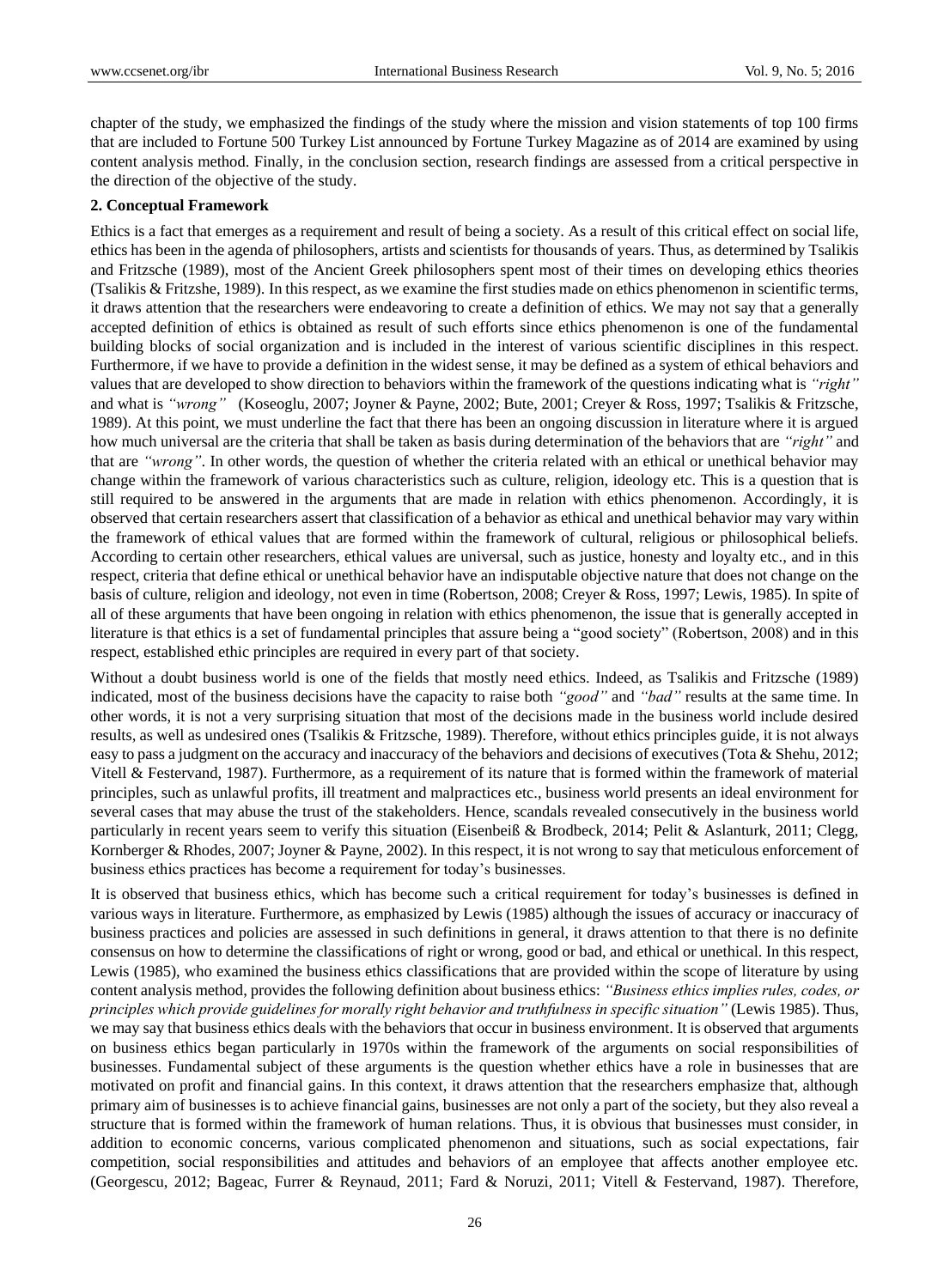chapter of the study, we emphasized the findings of the study where the mission and vision statements of top 100 firms that are included to Fortune 500 Turkey List announced by Fortune Turkey Magazine as of 2014 are examined by using content analysis method. Finally, in the conclusion section, research findings are assessed from a critical perspective in the direction of the objective of the study.

## 2. Conceptual Framework

Ethics is a fact that emerges as a requirement and result of being a society. As a result of this critical effect on social life, ethics has been in the agenda of philosophers, artists and scientists for thousands of years. Thus, as determined by Tsalikis and Fritzsche (1989), most of the Ancient Greek philosophers spent most of their times on developing ethics theories (Tsalikis & Fritzshe, 1989). In this respect, as we examine the first studies made on ethics phenomenon in scientific terms, it draws attention that the researchers were endeavoring to create a definition of ethics. We may not say that a generally accepted definition of ethics is obtained as result of such efforts since ethics phenomenon is one of the fundamental building blocks of social organization and is included in the interest of various scientific disciplines in this respect. Furthermore, if we have to provide a definition in the widest sense, it may be defined as a system of ethical behaviors and values that are developed to show direction to behaviors within the framework of the questions indicating what is *"right"* and what is *"wrong"* (Koseoglu, 2007; Joyner & Payne, 2002; Bute, 2001; Creyer & Ross, 1997; Tsalikis & Fritzsche, 1989). At this point, we must underline the fact that there has been an ongoing discussion in literature where it is argued how much universal are the criteria that shall be taken as basis during determination of the behaviors that are *"right"* and that are *"wrong"*. In other words, the question of whether the criteria related with an ethical or unethical behavior may change within the framework of various characteristics such as culture, religion, ideology etc. This is a question that is still required to be answered in the arguments that are made in relation with ethics phenomenon. Accordingly, it is observed that certain researchers assert that classification of a behavior as ethical and unethical behavior may vary within the framework of ethical values that are formed within the framework of cultural, religious or philosophical beliefs. According to certain other researchers, ethical values are universal, such as justice, honesty and loyalty etc., and in this respect, criteria that define ethical or unethical behavior have an indisputable objective nature that does not change on the basis of culture, religion and ideology, not even in time (Robertson, 2008; Creyer & Ross, 1997; Lewis, 1985). In spite of all of these arguments that have been ongoing in relation with ethics phenomenon, the issue that is generally accepted in literature is that ethics is a set of fundamental principles that assure being a "good society" (Robertson, 2008) and in this respect, established ethic principles are required in every part of that society.

Without a doubt business world is one of the fields that mostly need ethics. Indeed, as Tsalikis and Fritzsche (1989) indicated, most of the business decisions have the capacity to raise both *"good"* and *"bad"* results at the same time. In other words, it is not a very surprising situation that most of the decisions made in the business world include desired results, as well as undesired ones (Tsalikis & Fritzsche, 1989). Therefore, without ethics principles guide, it is not always easy to pass a judgment on the accuracy and inaccuracy of the behaviors and decisions of executives (Tota & Shehu, 2012; Vitell & Festervand, 1987). Furthermore, as a requirement of its nature that is formed within the framework of material principles, such as unlawful profits, ill treatment and malpractices etc., business world presents an ideal environment for several cases that may abuse the trust of the stakeholders. Hence, scandals revealed consecutively in the business world particularly in recent years seem to verify this situation (Eisenbeiß & Brodbeck, 2014; Pelit & Aslanturk, 2011; Clegg, Kornberger & Rhodes, 2007; Joyner & Payne, 2002). In this respect, it is not wrong to say that meticulous enforcement of business ethics practices has become a requirement for today's businesses.

It is observed that business ethics, which has become such a critical requirement for today's businesses is defined in various ways in literature. Furthermore, as emphasized by Lewis (1985) although the issues of accuracy or inaccuracy of business practices and policies are assessed in such definitions in general, it draws attention to that there is no definite consensus on how to determine the classifications of right or wrong, good or bad, and ethical or unethical. In this respect, Lewis (1985), who examined the business ethics classifications that are provided within the scope of literature by using content analysis method, provides the following definition about business ethics: *"Business ethics implies rules, codes, or principles which provide guidelines for morally right behavior and truthfulness in specific situation"* (Lewis 1985). Thus, we may say that business ethics deals with the behaviors that occur in business environment. It is observed that arguments on business ethics began particularly in 1970s within the framework of the arguments on social responsibilities of businesses. Fundamental subject of these arguments is the question whether ethics have a role in businesses that are motivated on profit and financial gains. In this context, it draws attention that the researchers emphasize that, although primary aim of businesses is to achieve financial gains, businesses are not only a part of the society, but they also reveal a structure that is formed within the framework of human relations. Thus, it is obvious that businesses must consider, in addition to economic concerns, various complicated phenomenon and situations, such as social expectations, fair competition, social responsibilities and attitudes and behaviors of an employee that affects another employee etc. (Georgescu, 2012; Bageac, Furrer & Reynaud, 2011; Fard & Noruzi, 2011; Vitell & Festervand, 1987). Therefore,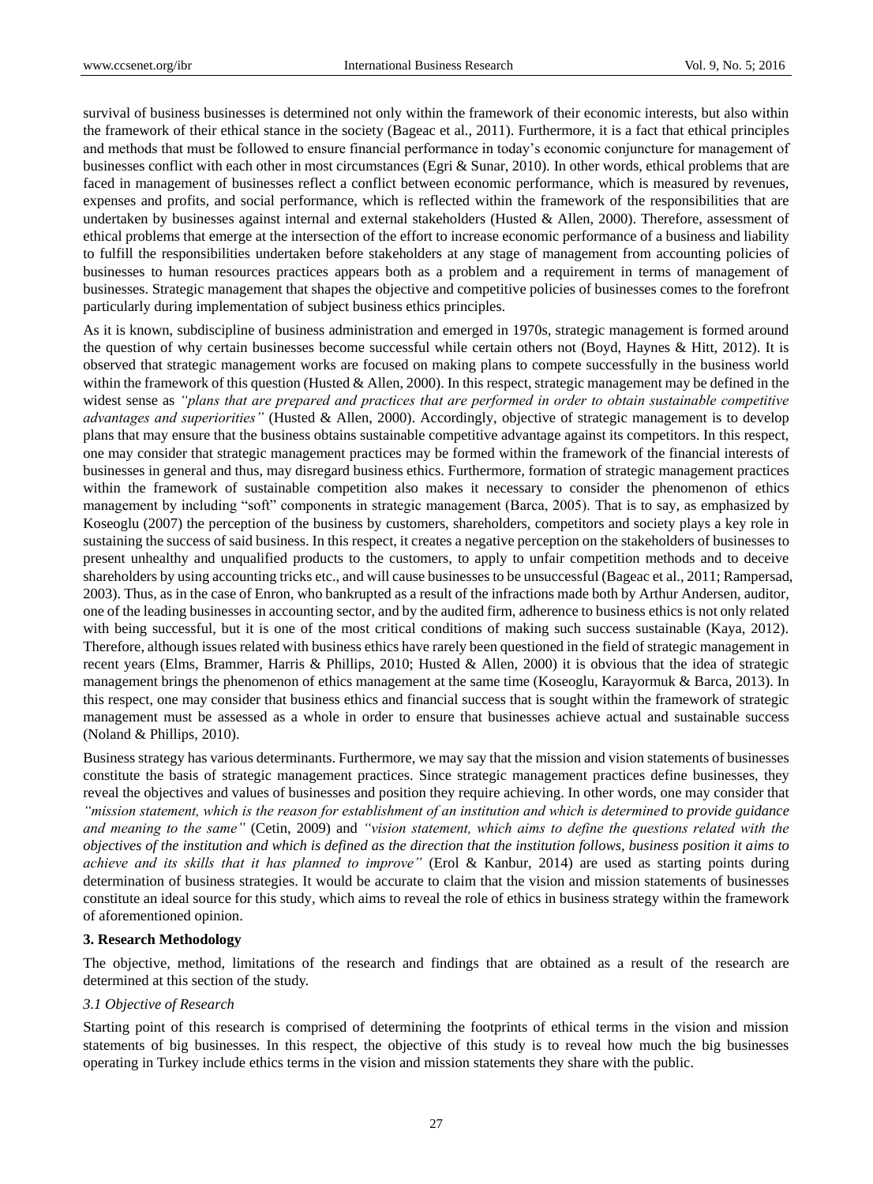survival of business businesses is determined not only within the framework of their economic interests, but also within the framework of their ethical stance in the society (Bageac et al., 2011). Furthermore, it is a fact that ethical principles and methods that must be followed to ensure financial performance in today's economic conjuncture for management of businesses conflict with each other in most circumstances (Egri & Sunar, 2010). In other words, ethical problems that are faced in management of businesses reflect a conflict between economic performance, which is measured by revenues, expenses and profits, and social performance, which is reflected within the framework of the responsibilities that are undertaken by businesses against internal and external stakeholders (Husted & Allen, 2000). Therefore, assessment of ethical problems that emerge at the intersection of the effort to increase economic performance of a business and liability to fulfill the responsibilities undertaken before stakeholders at any stage of management from accounting policies of businesses to human resources practices appears both as a problem and a requirement in terms of management of businesses. Strategic management that shapes the objective and competitive policies of businesses comes to the forefront particularly during implementation of subject business ethics principles.

As it is known, subdiscipline of business administration and emerged in 1970s, strategic management is formed around the question of why certain businesses become successful while certain others not (Boyd, Haynes & Hitt, 2012). It is observed that strategic management works are focused on making plans to compete successfully in the business world within the framework of this question (Husted & Allen, 2000). In this respect, strategic management may be defined in the widest sense as *"plans that are prepared and practices that are performed in order to obtain sustainable competitive advantages and superiorities"* (Husted & Allen, 2000). Accordingly, objective of strategic management is to develop plans that may ensure that the business obtains sustainable competitive advantage against its competitors. In this respect, one may consider that strategic management practices may be formed within the framework of the financial interests of businesses in general and thus, may disregard business ethics. Furthermore, formation of strategic management practices within the framework of sustainable competition also makes it necessary to consider the phenomenon of ethics management by including "soft" components in strategic management (Barca, 2005). That is to say, as emphasized by Koseoglu (2007) the perception of the business by customers, shareholders, competitors and society plays a key role in sustaining the success of said business. In this respect, it creates a negative perception on the stakeholders of businesses to present unhealthy and unqualified products to the customers, to apply to unfair competition methods and to deceive shareholders by using accounting tricks etc., and will cause businesses to be unsuccessful (Bageac et al., 2011; Rampersad, 2003). Thus, as in the case of Enron, who bankrupted as a result of the infractions made both by Arthur Andersen, auditor, one of the leading businesses in accounting sector, and by the audited firm, adherence to business ethics is not only related with being successful, but it is one of the most critical conditions of making such success sustainable (Kaya, 2012). Therefore, although issues related with business ethics have rarely been questioned in the field of strategic management in recent years (Elms, Brammer, Harris & Phillips, 2010; Husted & Allen, 2000) it is obvious that the idea of strategic management brings the phenomenon of ethics management at the same time (Koseoglu, Karayormuk & Barca, 2013). In this respect, one may consider that business ethics and financial success that is sought within the framework of strategic management must be assessed as a whole in order to ensure that businesses achieve actual and sustainable success (Noland & Phillips, 2010).

Business strategy has various determinants. Furthermore, we may say that the mission and vision statements of businesses constitute the basis of strategic management practices. Since strategic management practices define businesses, they reveal the objectives and values of businesses and position they require achieving. In other words, one may consider that *"mission statement, which is the reason for establishment of an institution and which is determined to provide guidance and meaning to the same"* (Cetin, 2009) and *"vision statement, which aims to define the questions related with the objectives of the institution and which is defined as the direction that the institution follows, business position it aims to achieve and its skills that it has planned to improve"* (Erol & Kanbur, 2014) are used as starting points during determination of business strategies. It would be accurate to claim that the vision and mission statements of businesses constitute an ideal source for this study, which aims to reveal the role of ethics in business strategy within the framework of aforementioned opinion.

## 3. Research Methodology

The objective, method, limitations of the research and findings that are obtained as a result of the research are determined at this section of the study.

### *3.1 Objective of Research*

Starting point of this research is comprised of determining the footprints of ethical terms in the vision and mission statements of big businesses. In this respect, the objective of this study is to reveal how much the big businesses operating in Turkey include ethics terms in the vision and mission statements they share with the public.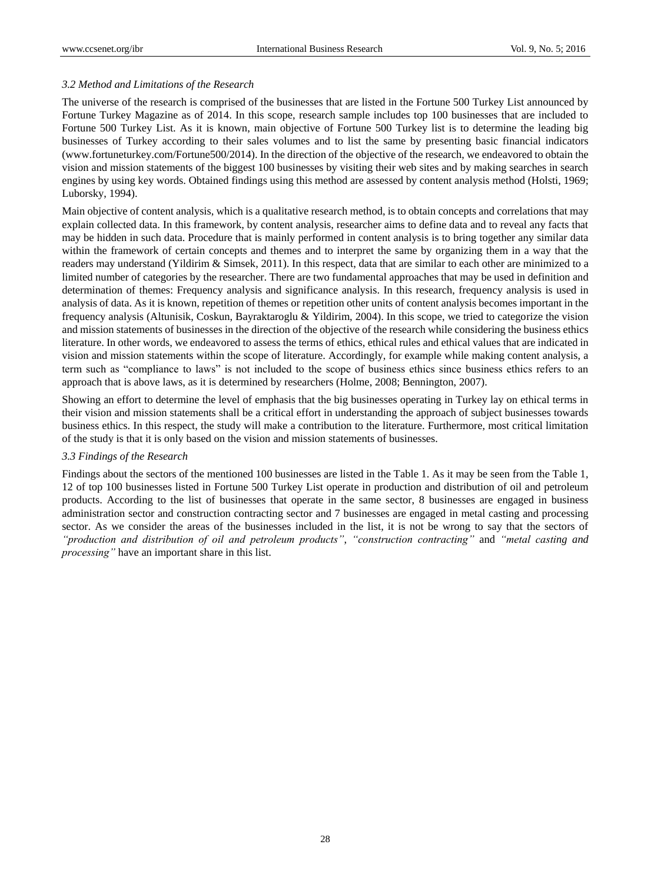### *3.2 Method and Limitations of the Research*

The universe of the research is comprised of the businesses that are listed in the Fortune 500 Turkey List announced by Fortune Turkey Magazine as of 2014. In this scope, research sample includes top 100 businesses that are included to Fortune 500 Turkey List. As it is known, main objective of Fortune 500 Turkey list is to determine the leading big businesses of Turkey according to their sales volumes and to list the same by presenting basic financial indicators (www.fortuneturkey.com/Fortune500/2014). In the direction of the objective of the research, we endeavored to obtain the vision and mission statements of the biggest 100 businesses by visiting their web sites and by making searches in search engines by using key words. Obtained findings using this method are assessed by content analysis method (Holsti, 1969; Luborsky, 1994).

Main objective of content analysis, which is a qualitative research method, is to obtain concepts and correlations that may explain collected data. In this framework, by content analysis, researcher aims to define data and to reveal any facts that may be hidden in such data. Procedure that is mainly performed in content analysis is to bring together any similar data within the framework of certain concepts and themes and to interpret the same by organizing them in a way that the readers may understand (Yildirim & Simsek, 2011). In this respect, data that are similar to each other are minimized to a limited number of categories by the researcher. There are two fundamental approaches that may be used in definition and determination of themes: Frequency analysis and significance analysis. In this research, frequency analysis is used in analysis of data. As it is known, repetition of themes or repetition other units of content analysis becomes important in the frequency analysis (Altunisik, Coskun, Bayraktaroglu & Yildirim, 2004). In this scope, we tried to categorize the vision and mission statements of businesses in the direction of the objective of the research while considering the business ethics literature. In other words, we endeavored to assess the terms of ethics, ethical rules and ethical values that are indicated in vision and mission statements within the scope of literature. Accordingly, for example while making content analysis, a term such as "compliance to laws" is not included to the scope of business ethics since business ethics refers to an approach that is above laws, as it is determined by researchers (Holme, 2008; Bennington, 2007).

Showing an effort to determine the level of emphasis that the big businesses operating in Turkey lay on ethical terms in their vision and mission statements shall be a critical effort in understanding the approach of subject businesses towards business ethics. In this respect, the study will make a contribution to the literature. Furthermore, most critical limitation of the study is that it is only based on the vision and mission statements of businesses.

### *3.3 Findings of the Research*

Findings about the sectors of the mentioned 100 businesses are listed in the Table 1. As it may be seen from the Table 1, 12 of top 100 businesses listed in Fortune 500 Turkey List operate in production and distribution of oil and petroleum products. According to the list of businesses that operate in the same sector, 8 businesses are engaged in business administration sector and construction contracting sector and 7 businesses are engaged in metal casting and processing sector. As we consider the areas of the businesses included in the list, it is not be wrong to say that the sectors of *"production and distribution of oil and petroleum products"*, *"construction contracting"* and *"metal casting and processing"* have an important share in this list.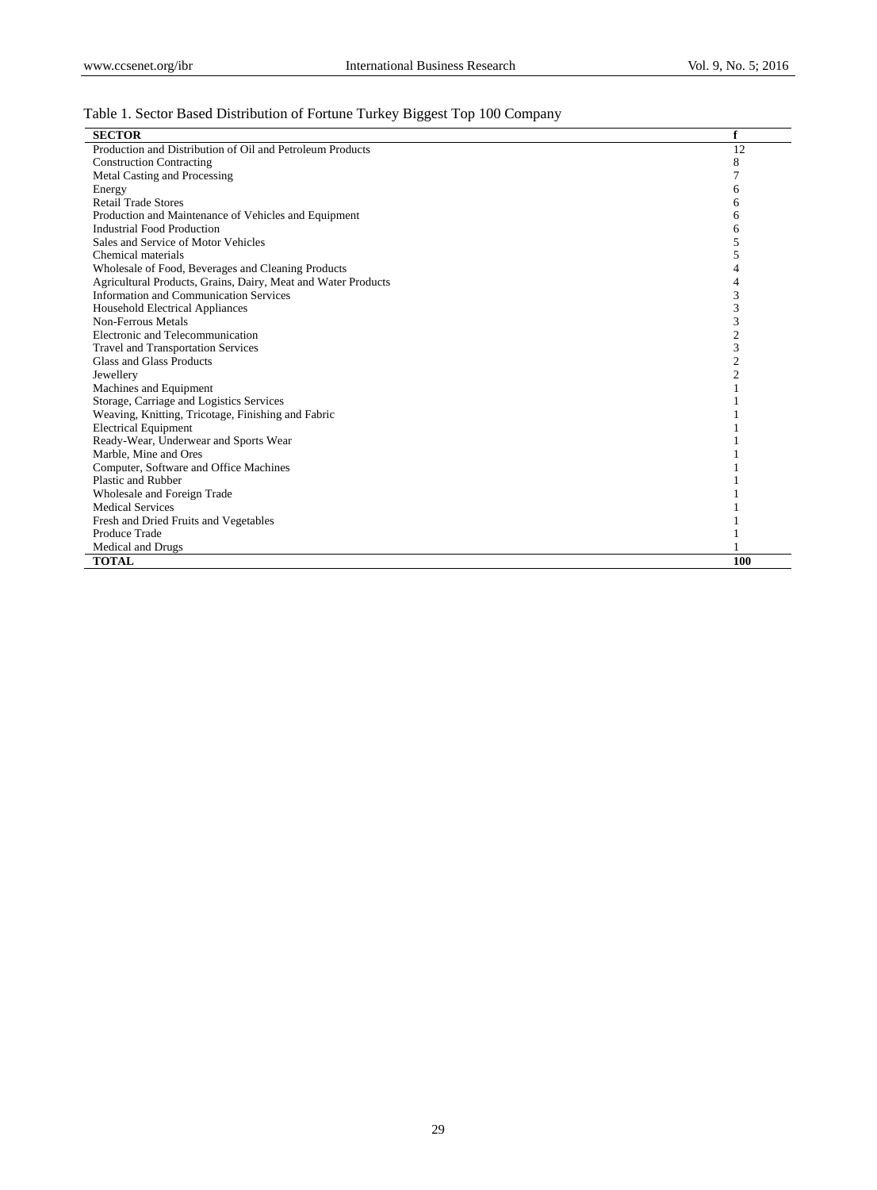Table 1. Sector Based Distribution of Fortune Turkey Biggest Top 100 Company

| SECTOR | f |
|---|---|
| Production and Distribution of Oil and Petroleum Products | 12 |
| Construction Contracting | 8 |
| Metal Casting and Processing | 7 |
| Energy | 6 |
| Retail Trade Stores | 6 |
| Production and Maintenance of Vehicles and Equipment | 6 |
| Industrial Food Production | 6 |
| Sales and Service of Motor Vehicles | 5 |
| Chemical materials | 5 |
| Wholesale of Food, Beverages and Cleaning Products | 4 |
| Agricultural Products, Grains, Dairy, Meat and Water Products | 4 |
| Information and Communication Services | 3 |
| Household Electrical Appliances | 3 |
| Non-Ferrous Metals | 3 |
| Electronic and Telecommunication | 2 |
| Travel and Transportation Services | 3 |
| Glass and Glass Products | 2 |
| Jewellery | 2 |
| Machines and Equipment | 1 |
| Storage, Carriage and Logistics Services | 1 |
| Weaving, Knitting, Tricotage, Finishing and Fabric | 1 |
| Electrical Equipment | 1 |
| Ready-Wear, Underwear and Sports Wear | 1 |
| Marble, Mine and Ores | 1 |
| Computer, Software and Office Machines | 1 |
| Plastic and Rubber | 1 |
| Wholesale and Foreign Trade | 1 |
| Medical Services | 1 |
| Fresh and Dried Fruits and Vegetables | 1 |
| Produce Trade | 1 |
| Medical and Drugs | 1 |
| **TOTAL** | **100** |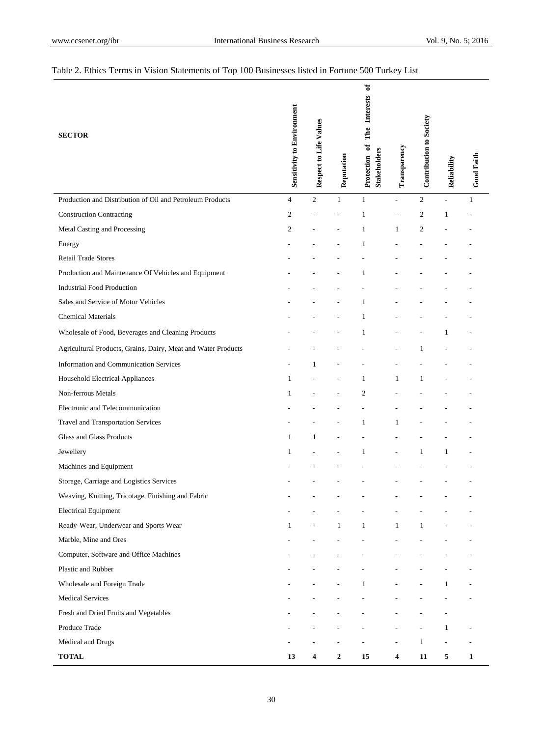Table 2. Ethics Terms in Vision Statements of Top 100 Businesses listed in Fortune 500 Turkey List

| SECTOR | Sensitivity to Environment | Respect to Life Values | Reputation | Protection of The Interests of Stakeholders | Transparency | Contribution to Society | Reliability | Good Faith |
|---|---|---|---|---|---|---|---|---|
| Production and Distribution of Oil and Petroleum Products | 4 | 2 | 1 | 1 | - | 2 | - | 1 |
| Construction Contracting | 2 | - | - | 1 | - | 2 | 1 | - |
| Metal Casting and Processing | 2 | - | - | 1 | 1 | 2 | - | - |
| Energy | - | - | - | 1 | - | - | - | - |
| Retail Trade Stores | - | - | - | - | - | - | - | - |
| Production and Maintenance Of Vehicles and Equipment | - | - | - | 1 | - | - | - | - |
| Industrial Food Production | - | - | - | - | - | - | - | - |
| Sales and Service of Motor Vehicles | - | - | - | 1 | - | - | - | - |
| Chemical Materials | - | - | - | 1 | - | - | - | - |
| Wholesale of Food, Beverages and Cleaning Products | - | - | - | 1 | - | - | 1 | - |
| Agricultural Products, Grains, Dairy, Meat and Water Products | - | - | - | - | - | 1 | - | - |
| Information and Communication Services | - | 1 | - | - | - | - | - | - |
| Household Electrical Appliances | 1 | - | - | 1 | 1 | 1 | - | - |
| Non-ferrous Metals | 1 | - | - | 2 | - | - | - | - |
| Electronic and Telecommunication | - | - | - | - | - | - | - | - |
| Travel and Transportation Services | - | - | - | 1 | 1 | - | - | - |
| Glass and Glass Products | 1 | 1 | - | - | - | - | - | - |
| Jewellery | 1 | - | - | 1 | - | 1 | 1 | - |
| Machines and Equipment | - | - | - | - | - | - | - | - |
| Storage, Carriage and Logistics Services | - | - | - | - | - | - | - | - |
| Weaving, Knitting, Tricotage, Finishing and Fabric | - | - | - | - | - | - | - | - |
| Electrical Equipment | - | - | - | - | - | - | - | - |
| Ready-Wear, Underwear and Sports Wear | 1 | - | 1 | 1 | 1 | 1 | - | - |
| Marble, Mine and Ores | - | - | - | - | - | - | - | - |
| Computer, Software and Office Machines | - | - | - | - | - | - | - | - |
| Plastic and Rubber | - | - | - | - | - | - | - | - |
| Wholesale and Foreign Trade | - | - | - | 1 | - | - | 1 | - |
| Medical Services | - | - | - | - | - | - | - | - |
| Fresh and Dried Fruits and Vegetables | - | - | - | - | - | - | - | |
| Produce Trade | - | - | - | - | - | - | 1 | - |
| Medical and Drugs | - | - | - | - | - | 1 | - | - |
| **TOTAL** | **13** | **4** | **2** | **15** | **4** | **11** | **5** | **1** |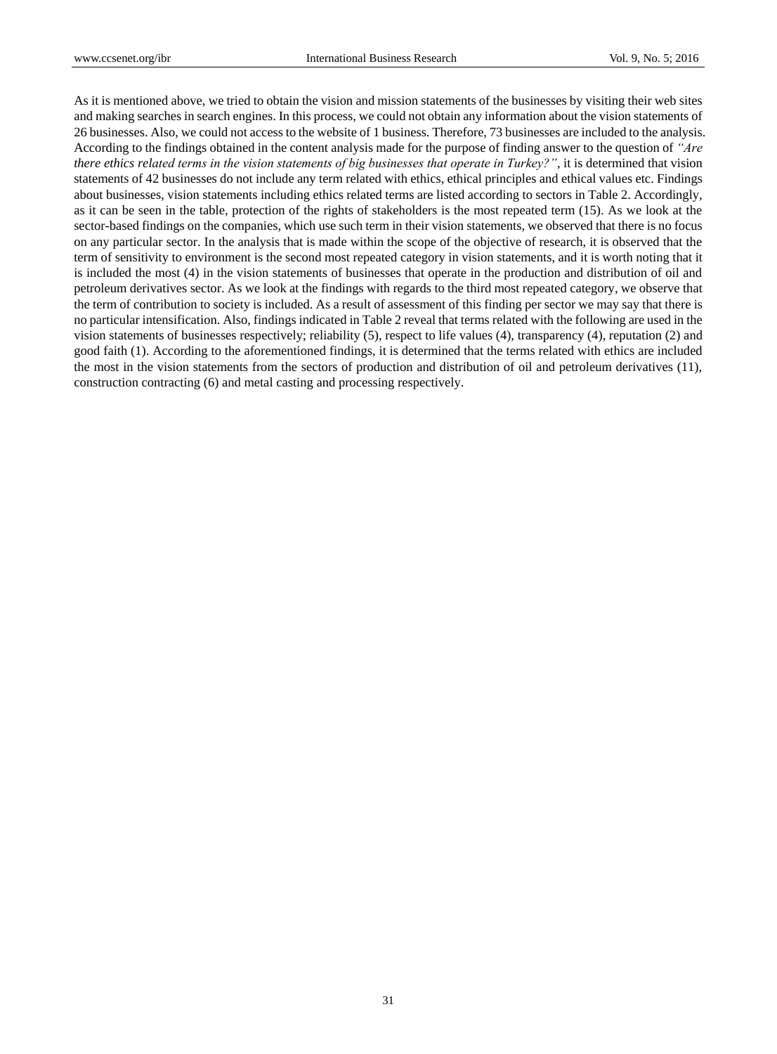As it is mentioned above, we tried to obtain the vision and mission statements of the businesses by visiting their web sites and making searches in search engines. In this process, we could not obtain any information about the vision statements of 26 businesses. Also, we could not access to the website of 1 business. Therefore, 73 businesses are included to the analysis. According to the findings obtained in the content analysis made for the purpose of finding answer to the question of *"Are there ethics related terms in the vision statements of big businesses that operate in Turkey?"*, it is determined that vision statements of 42 businesses do not include any term related with ethics, ethical principles and ethical values etc. Findings about businesses, vision statements including ethics related terms are listed according to sectors in Table 2. Accordingly, as it can be seen in the table, protection of the rights of stakeholders is the most repeated term (15). As we look at the sector-based findings on the companies, which use such term in their vision statements, we observed that there is no focus on any particular sector. In the analysis that is made within the scope of the objective of research, it is observed that the term of sensitivity to environment is the second most repeated category in vision statements, and it is worth noting that it is included the most (4) in the vision statements of businesses that operate in the production and distribution of oil and petroleum derivatives sector. As we look at the findings with regards to the third most repeated category, we observe that the term of contribution to society is included. As a result of assessment of this finding per sector we may say that there is no particular intensification. Also, findings indicated in Table 2 reveal that terms related with the following are used in the vision statements of businesses respectively; reliability (5), respect to life values (4), transparency (4), reputation (2) and good faith (1). According to the aforementioned findings, it is determined that the terms related with ethics are included the most in the vision statements from the sectors of production and distribution of oil and petroleum derivatives (11), construction contracting (6) and metal casting and processing respectively.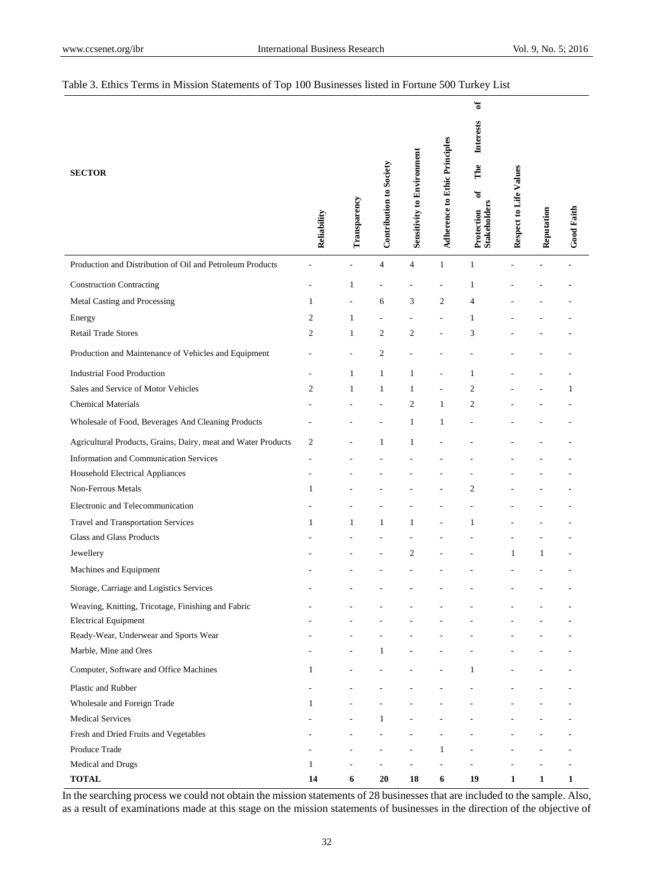Table 3. Ethics Terms in Mission Statements of Top 100 Businesses listed in Fortune 500 Turkey List

| SECTOR | Reliability | Transparency | Contribution to Society | Sensitivity to Environment | Adherence to Ethic Principles | Protection of The Interests of Stakeholders | Respect to Life Values | Reputation | Good Faith |
|---|---|---|---|---|---|---|---|---|---|
| Production and Distribution of Oil and Petroleum Products | - | - | 4 | 4 | 1 | 1 | - | - | - |
| Construction Contracting | - | 1 | - | - | - | 1 | - | - | - |
| Metal Casting and Processing | 1 | - | 6 | 3 | 2 | 4 | - | - | - |
| Energy | 2 | 1 | - | - | - | 1 | - | - | - |
| Retail Trade Stores | 2 | 1 | 2 | 2 | - | 3 | - | - | - |
| Production and Maintenance of Vehicles and Equipment | - | - | 2 | - | - | - | - | - | - |
| Industrial Food Production | - | 1 | 1 | 1 | - | 1 | - | - | - |
| Sales and Service of Motor Vehicles | 2 | 1 | 1 | 1 | - | 2 | - | - | 1 |
| Chemical Materials | - | - | - | 2 | 1 | 2 | - | - | - |
| Wholesale of Food, Beverages And Cleaning Products | - | - | - | 1 | 1 | - | - | - | - |
| Agricultural Products, Grains, Dairy, meat and Water Products | 2 | - | 1 | 1 | - | - | - | - | - |
| Information and Communication Services | - | - | - | - | - | - | - | - | - |
| Household Electrical Appliances | - | - | - | - | - | - | - | - | - |
| Non-Ferrous Metals | 1 | - | - | - | - | 2 | - | - | - |
| Electronic and Telecommunication | - | - | - | - | - | - | - | - | - |
| Travel and Transportation Services | 1 | 1 | 1 | 1 | - | 1 | - | - | - |
| Glass and Glass Products | - | - | - | - | - | - | - | - | - |
| Jewellery | - | - | - | 2 | - | - | 1 | 1 | - |
| Machines and Equipment | - | - | - | - | - | - | - | - | - |
| Storage, Carriage and Logistics Services | - | - | - | - | - | - | - | - | - |
| Weaving, Knitting, Tricotage, Finishing and Fabric | - | - | - | - | - | - | - | - | - |
| Electrical Equipment | - | - | - | - | - | - | - | - | - |
| Ready-Wear, Underwear and Sports Wear | - | - | - | - | - | - | - | - | - |
| Marble, Mine and Ores | - | - | 1 | - | - | - | - | - | - |
| Computer, Software and Office Machines | 1 | - | - | - | - | 1 | - | - | - |
| Plastic and Rubber | - | - | - | - | - | - | - | - | - |
| Wholesale and Foreign Trade | 1 | - | - | - | - | - | - | - | - |
| Medical Services | - | - | 1 | - | - | - | - | - | - |
| Fresh and Dried Fruits and Vegetables | - | - | - | - | - | - | - | - | - |
| Produce Trade | - | - | - | - | 1 | - | - | - | - |
| Medical and Drugs | 1 | - | - | - | - | - | - | - | - |
| **TOTAL** | **14** | **6** | **20** | **18** | **6** | **19** | **1** | **1** | **1** |

In the searching process we could not obtain the mission statements of 28 businesses that are included to the sample. Also, as a result of examinations made at this stage on the mission statements of businesses in the direction of the objective of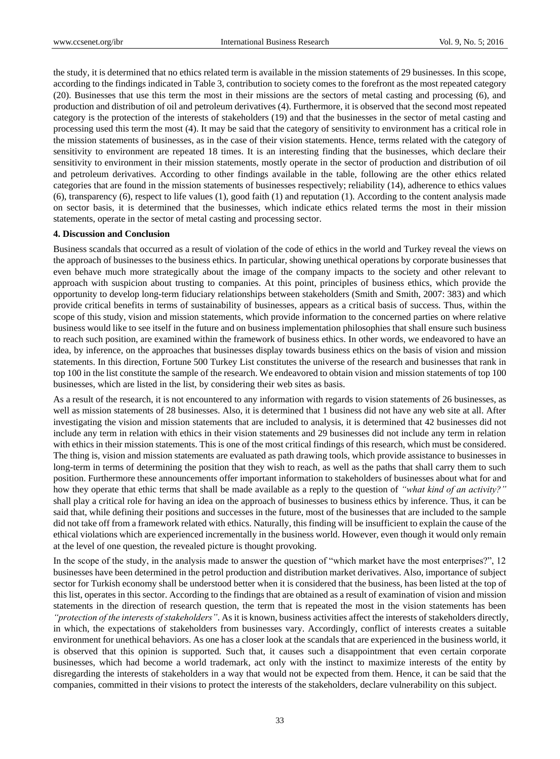the study, it is determined that no ethics related term is available in the mission statements of 29 businesses. In this scope, according to the findings indicated in Table 3, contribution to society comes to the forefront as the most repeated category (20). Businesses that use this term the most in their missions are the sectors of metal casting and processing (6), and production and distribution of oil and petroleum derivatives (4). Furthermore, it is observed that the second most repeated category is the protection of the interests of stakeholders (19) and that the businesses in the sector of metal casting and processing used this term the most (4). It may be said that the category of sensitivity to environment has a critical role in the mission statements of businesses, as in the case of their vision statements. Hence, terms related with the category of sensitivity to environment are repeated 18 times. It is an interesting finding that the businesses, which declare their sensitivity to environment in their mission statements, mostly operate in the sector of production and distribution of oil and petroleum derivatives. According to other findings available in the table, following are the other ethics related categories that are found in the mission statements of businesses respectively; reliability (14), adherence to ethics values (6), transparency (6), respect to life values (1), good faith (1) and reputation (1). According to the content analysis made on sector basis, it is determined that the businesses, which indicate ethics related terms the most in their mission statements, operate in the sector of metal casting and processing sector.

## 4. Discussion and Conclusion

Business scandals that occurred as a result of violation of the code of ethics in the world and Turkey reveal the views on the approach of businesses to the business ethics. In particular, showing unethical operations by corporate businesses that even behave much more strategically about the image of the company impacts to the society and other relevant to approach with suspicion about trusting to companies. At this point, principles of business ethics, which provide the opportunity to develop long-term fiduciary relationships between stakeholders (Smith and Smith, 2007: 383) and which provide critical benefits in terms of sustainability of businesses, appears as a critical basis of success. Thus, within the scope of this study, vision and mission statements, which provide information to the concerned parties on where relative business would like to see itself in the future and on business implementation philosophies that shall ensure such business to reach such position, are examined within the framework of business ethics. In other words, we endeavored to have an idea, by inference, on the approaches that businesses display towards business ethics on the basis of vision and mission statements. In this direction, Fortune 500 Turkey List constitutes the universe of the research and businesses that rank in top 100 in the list constitute the sample of the research. We endeavored to obtain vision and mission statements of top 100 businesses, which are listed in the list, by considering their web sites as basis.

As a result of the research, it is not encountered to any information with regards to vision statements of 26 businesses, as well as mission statements of 28 businesses. Also, it is determined that 1 business did not have any web site at all. After investigating the vision and mission statements that are included to analysis, it is determined that 42 businesses did not include any term in relation with ethics in their vision statements and 29 businesses did not include any term in relation with ethics in their mission statements. This is one of the most critical findings of this research, which must be considered. The thing is, vision and mission statements are evaluated as path drawing tools, which provide assistance to businesses in long-term in terms of determining the position that they wish to reach, as well as the paths that shall carry them to such position. Furthermore these announcements offer important information to stakeholders of businesses about what for and how they operate that ethic terms that shall be made available as a reply to the question of *"what kind of an activity?"* shall play a critical role for having an idea on the approach of businesses to business ethics by inference. Thus, it can be said that, while defining their positions and successes in the future, most of the businesses that are included to the sample did not take off from a framework related with ethics. Naturally, this finding will be insufficient to explain the cause of the ethical violations which are experienced incrementally in the business world. However, even though it would only remain at the level of one question, the revealed picture is thought provoking.

In the scope of the study, in the analysis made to answer the question of "which market have the most enterprises?", 12 businesses have been determined in the petrol production and distribution market derivatives. Also, importance of subject sector for Turkish economy shall be understood better when it is considered that the business, has been listed at the top of this list, operates in this sector. According to the findings that are obtained as a result of examination of vision and mission statements in the direction of research question, the term that is repeated the most in the vision statements has been *"protection of the interests of stakeholders"*. As it is known, business activities affect the interests of stakeholders directly, in which, the expectations of stakeholders from businesses vary. Accordingly, conflict of interests creates a suitable environment for unethical behaviors. As one has a closer look at the scandals that are experienced in the business world, it is observed that this opinion is supported. Such that, it causes such a disappointment that even certain corporate businesses, which had become a world trademark, act only with the instinct to maximize interests of the entity by disregarding the interests of stakeholders in a way that would not be expected from them. Hence, it can be said that the companies, committed in their visions to protect the interests of the stakeholders, declare vulnerability on this subject.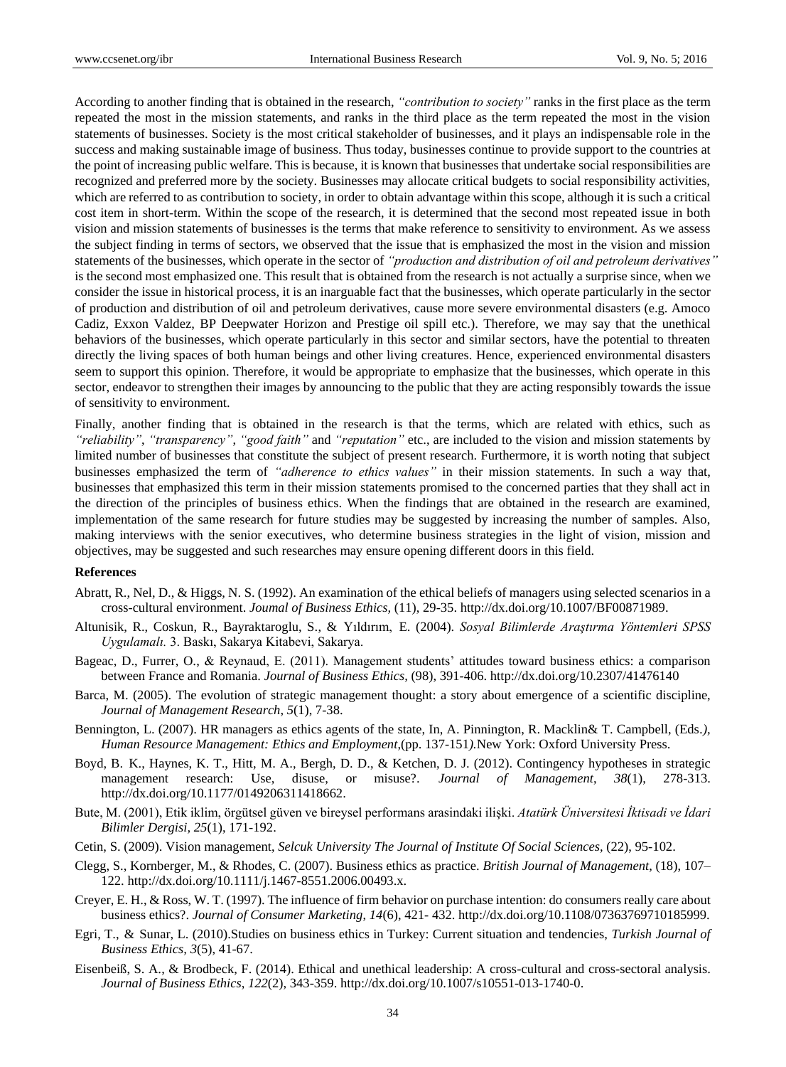According to another finding that is obtained in the research, *"contribution to society"* ranks in the first place as the term repeated the most in the mission statements, and ranks in the third place as the term repeated the most in the vision statements of businesses. Society is the most critical stakeholder of businesses, and it plays an indispensable role in the success and making sustainable image of business. Thus today, businesses continue to provide support to the countries at the point of increasing public welfare. This is because, it is known that businesses that undertake social responsibilities are recognized and preferred more by the society. Businesses may allocate critical budgets to social responsibility activities, which are referred to as contribution to society, in order to obtain advantage within this scope, although it is such a critical cost item in short-term. Within the scope of the research, it is determined that the second most repeated issue in both vision and mission statements of businesses is the terms that make reference to sensitivity to environment. As we assess the subject finding in terms of sectors, we observed that the issue that is emphasized the most in the vision and mission statements of the businesses, which operate in the sector of *"production and distribution of oil and petroleum derivatives"* is the second most emphasized one. This result that is obtained from the research is not actually a surprise since, when we consider the issue in historical process, it is an inarguable fact that the businesses, which operate particularly in the sector of production and distribution of oil and petroleum derivatives, cause more severe environmental disasters (e.g. Amoco Cadiz, Exxon Valdez, BP Deepwater Horizon and Prestige oil spill etc.). Therefore, we may say that the unethical behaviors of the businesses, which operate particularly in this sector and similar sectors, have the potential to threaten directly the living spaces of both human beings and other living creatures. Hence, experienced environmental disasters seem to support this opinion. Therefore, it would be appropriate to emphasize that the businesses, which operate in this sector, endeavor to strengthen their images by announcing to the public that they are acting responsibly towards the issue of sensitivity to environment.

Finally, another finding that is obtained in the research is that the terms, which are related with ethics, such as *"reliability"*, *"transparency"*, *"good faith"* and *"reputation"* etc., are included to the vision and mission statements by limited number of businesses that constitute the subject of present research. Furthermore, it is worth noting that subject businesses emphasized the term of *"adherence to ethics values"* in their mission statements. In such a way that, businesses that emphasized this term in their mission statements promised to the concerned parties that they shall act in the direction of the principles of business ethics. When the findings that are obtained in the research are examined, implementation of the same research for future studies may be suggested by increasing the number of samples. Also, making interviews with the senior executives, who determine business strategies in the light of vision, mission and objectives, may be suggested and such researches may ensure opening different doors in this field.

## References

Abratt, R., Nel, D., & Higgs, N. S. (1992). An examination of the ethical beliefs of managers using selected scenarios in a cross-cultural environment. *Joumal of Business Ethics,* (11), 29-35. http://dx.doi.org/10.1007/BF00871989.

Altunisik, R., Coskun, R., Bayraktaroglu, S., & Yıldırım, E. (2004). *Sosyal Bilimlerde Araştırma Yöntemleri SPSS Uygulamalı.* 3. Baskı, Sakarya Kitabevi, Sakarya.

Bageac, D., Furrer, O., & Reynaud, E. (2011). Management students' attitudes toward business ethics: a comparison between France and Romania. *Journal of Business Ethics,* (98), 391-406. http://dx.doi.org/10.2307/41476140

Barca, M. (2005). The evolution of strategic management thought: a story about emergence of a scientific discipline, *Journal of Management Research*, *5*(1), 7-38.

Bennington, L. (2007). HR managers as ethics agents of the state, In, A. Pinnington, R. Macklin& T. Campbell, (Eds.*), Human Resource Management: Ethics and Employment,*(pp. 137-151*).*New York: Oxford University Press.

Boyd, B. K., Haynes, K. T., Hitt, M. A., Bergh, D. D., & Ketchen, D. J. (2012). Contingency hypotheses in strategic management research: Use, disuse, or misuse?. *Journal of Management*, *38*(1), 278-313. http://dx.doi.org/10.1177/0149206311418662.

Bute, M. (2001), Etik iklim, örgütsel güven ve bireysel performans arasindaki ilişki. *Atatürk Üniversitesi İktisadi ve İdari Bilimler Dergisi, 25*(1), 171-192.

Cetin, S. (2009). Vision management, *Selcuk University The Journal of Institute Of Social Sciences,* (22), 95-102.

Clegg, S., Kornberger, M., & Rhodes, C. (2007). Business ethics as practice. *British Journal of Management*, (18), 107–122. http://dx.doi.org/10.1111/j.1467-8551.2006.00493.x.

Creyer, E. H., & Ross, W. T. (1997). The influence of firm behavior on purchase intention: do consumers really care about business ethics?. *Journal of Consumer Marketing*, *14*(6), 421- 432. http://dx.doi.org/10.1108/07363769710185999.

Egri, T., & Sunar, L. (2010).Studies on business ethics in Turkey: Current situation and tendencies, *Turkish Journal of Business Ethics, 3*(5), 41-67.

Eisenbeiß, S. A., & Brodbeck, F. (2014). Ethical and unethical leadership: A cross-cultural and cross-sectoral analysis. *Journal of Business Ethics*, *122*(2), 343-359. http://dx.doi.org/10.1007/s10551-013-1740-0.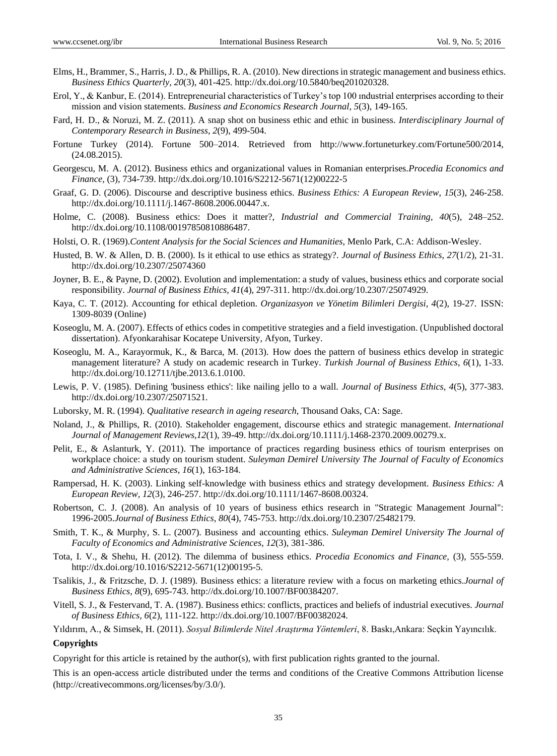Elms, H., Brammer, S., Harris, J. D., & Phillips, R. A. (2010). New directions in strategic management and business ethics. *Business Ethics Quarterly*, *20*(3), 401-425. http://dx.doi.org/10.5840/beq201020328.

Erol, Y., & Kanbur, E. (2014). Entrepreneurial characteristics of Turkey's top 100 ındustrial enterprises according to their mission and vision statements. *Business and Economics Research Journal, 5*(3), 149-165.

Fard, H. D., & Noruzi, M. Z. (2011). A snap shot on business ethic and ethic in business. *Interdisciplinary Journal of Contemporary Research in Business*, *2*(9), 499-504.

Fortune Turkey (2014). Fortune 500–2014. Retrieved from http://www.fortuneturkey.com/Fortune500/2014, (24.08.2015).

Georgescu, M. A. (2012). Business ethics and organizational values in Romanian enterprises.*Procedia Economics and Finance,* (3), 734-739. http://dx.doi.org/10.1016/S2212-5671(12)00222-5

Graaf, G. D. (2006). Discourse and descriptive business ethics. *Business Ethics: A European Review*, *15*(3), 246-258. http://dx.doi.org/10.1111/j.1467-8608.2006.00447.x.

Holme, C. (2008). Business ethics: Does it matter?, *Industrial and Commercial Training*, *40*(5), 248–252. http://dx.doi.org/10.1108/00197850810886487.

Holsti, O. R. (1969).*Content Analysis for the Social Sciences and Humanities,* Menlo Park, C.A: Addison-Wesley.

Husted, B. W. & Allen, D. B. (2000). Is it ethical to use ethics as strategy?. *Journal of Business Ethics*, *27*(1/2), 21-31. http://dx.doi.org/10.2307/25074360

Joyner, B. E., & Payne, D. (2002). Evolution and implementation: a study of values, business ethics and corporate social responsibility. *Journal of Business Ethics, 41*(4), 297-311. http://dx.doi.org/10.2307/25074929.

Kaya, C. T. (2012). Accounting for ethical depletion. *Organizasyon ve Yönetim Bilimleri Dergisi*, *4*(2), 19-27. ISSN: 1309-8039 (Online)

Koseoglu, M. A. (2007). Effects of ethics codes in competitive strategies and a field investigation. (Unpublished doctoral dissertation). Afyonkarahisar Kocatepe University, Afyon, Turkey.

Koseoglu, M. A., Karayormuk, K., & Barca, M. (2013). How does the pattern of business ethics develop in strategic management literature? A study on academic research in Turkey. *Turkish Journal of Business Ethics*, *6*(1), 1-33. http://dx.doi.org/10.12711/tjbe.2013.6.1.0100.

Lewis, P. V. (1985). Defining 'business ethics': like nailing jello to a wall. *Journal of Business Ethics, 4*(5), 377-383. http://dx.doi.org/10.2307/25071521.

Luborsky, M. R. (1994). *Qualitative research in ageing research,* Thousand Oaks, CA: Sage.

Noland, J., & Phillips, R. (2010). Stakeholder engagement, discourse ethics and strategic management. *International Journal of Management Reviews,12*(1), 39-49. http://dx.doi.org/10.1111/j.1468-2370.2009.00279.x.

Pelit, E., & Aslanturk, Y. (2011). The importance of practices regarding business ethics of tourism enterprises on workplace choice: a study on tourism student. *Suleyman Demirel University The Journal of Faculty of Economics and Administrative Sciences*, *16*(1), 163-184.

Rampersad, H. K. (2003). Linking self-knowledge with business ethics and strategy development. *Business Ethics: A European Review, 12*(3), 246-257. http://dx.doi.org/10.1111/1467-8608.00324.

Robertson, C. J. (2008). An analysis of 10 years of business ethics research in "Strategic Management Journal": 1996-2005.*Journal of Business Ethics, 80*(4), 745-753. http://dx.doi.org/10.2307/25482179.

Smith, T. K., & Murphy, S. L. (2007). Business and accounting ethics. *Suleyman Demirel University The Journal of Faculty of Economics and Administrative Sciences*, *12*(3), 381-386.

Tota, I. V., & Shehu, H. (2012). The dilemma of business ethics. *Procedia Economics and Finance,* (3), 555-559. http://dx.doi.org/10.1016/S2212-5671(12)00195-5.

Tsalikis, J., & Fritzsche, D. J. (1989). Business ethics: a literature review with a focus on marketing ethics.*Journal of Business Ethics, 8*(9), 695-743. http://dx.doi.org/10.1007/BF00384207.

Vitell, S. J., & Festervand, T. A. (1987). Business ethics: conflicts, practices and beliefs of industrial executives. *Journal of Business Ethics, 6*(2), 111-122. http://dx.doi.org/10.1007/BF00382024.

Yıldırım, A., & Simsek, H. (2011). *Sosyal Bilimlerde Nitel Araştırma Yöntemleri*, 8. Baskı,Ankara: Seçkin Yayıncılık.

**Copyrights**

Copyright for this article is retained by the author(s), with first publication rights granted to the journal.

This is an open-access article distributed under the terms and conditions of the Creative Commons Attribution license (http://creativecommons.org/licenses/by/3.0/).